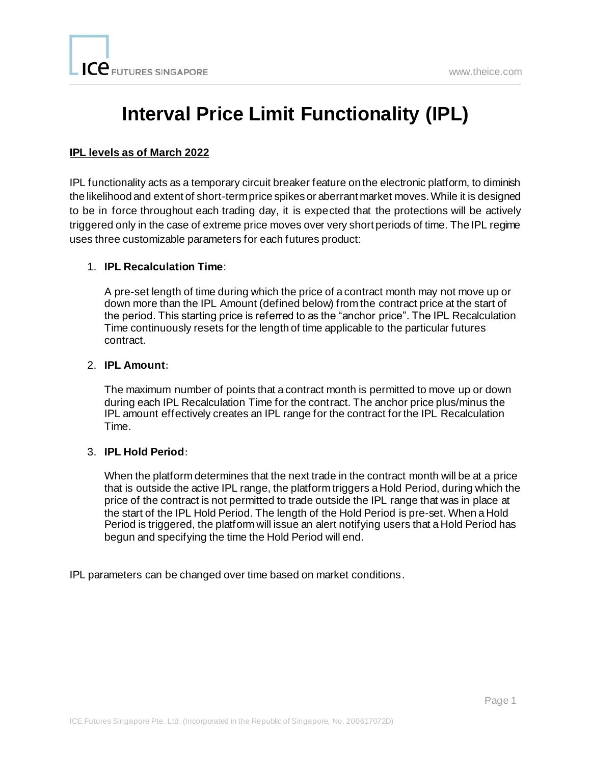# Interval Price Limit Functionality (IPL)

**IPL levels as of March 2022**

IPL functionality acts as a temporary circuit breaker feature on the electronic platform, to diminish the likelihood and extent of short-term price spikes or aberrant market moves. While it is designed to be in force throughout each trading day, it is expected that the protections will be actively triggered only in the case of extreme price moves over very short periods of time. The IPL regime uses three customizable parameters for each futures product:

1. **IPL Recalculation Time**:

   A pre-set length of time during which the price of a contract month may not move up or down more than the IPL Amount (defined below) from the contract price at the start of the period. This starting price is referred to as the "anchor price". The IPL Recalculation Time continuously resets for the length of time applicable to the particular futures contract.

2. **IPL Amount**:

   The maximum number of points that a contract month is permitted to move up or down during each IPL Recalculation Time for the contract. The anchor price plus/minus the IPL amount effectively creates an IPL range for the contract for the IPL Recalculation Time.

3. **IPL Hold Period**:

   When the platform determines that the next trade in the contract month will be at a price that is outside the active IPL range, the platform triggers a Hold Period, during which the price of the contract is not permitted to trade outside the IPL range that was in place at the start of the IPL Hold Period. The length of the Hold Period is pre-set. When a Hold Period is triggered, the platform will issue an alert notifying users that a Hold Period has begun and specifying the time the Hold Period will end.

IPL parameters can be changed over time based on market conditions.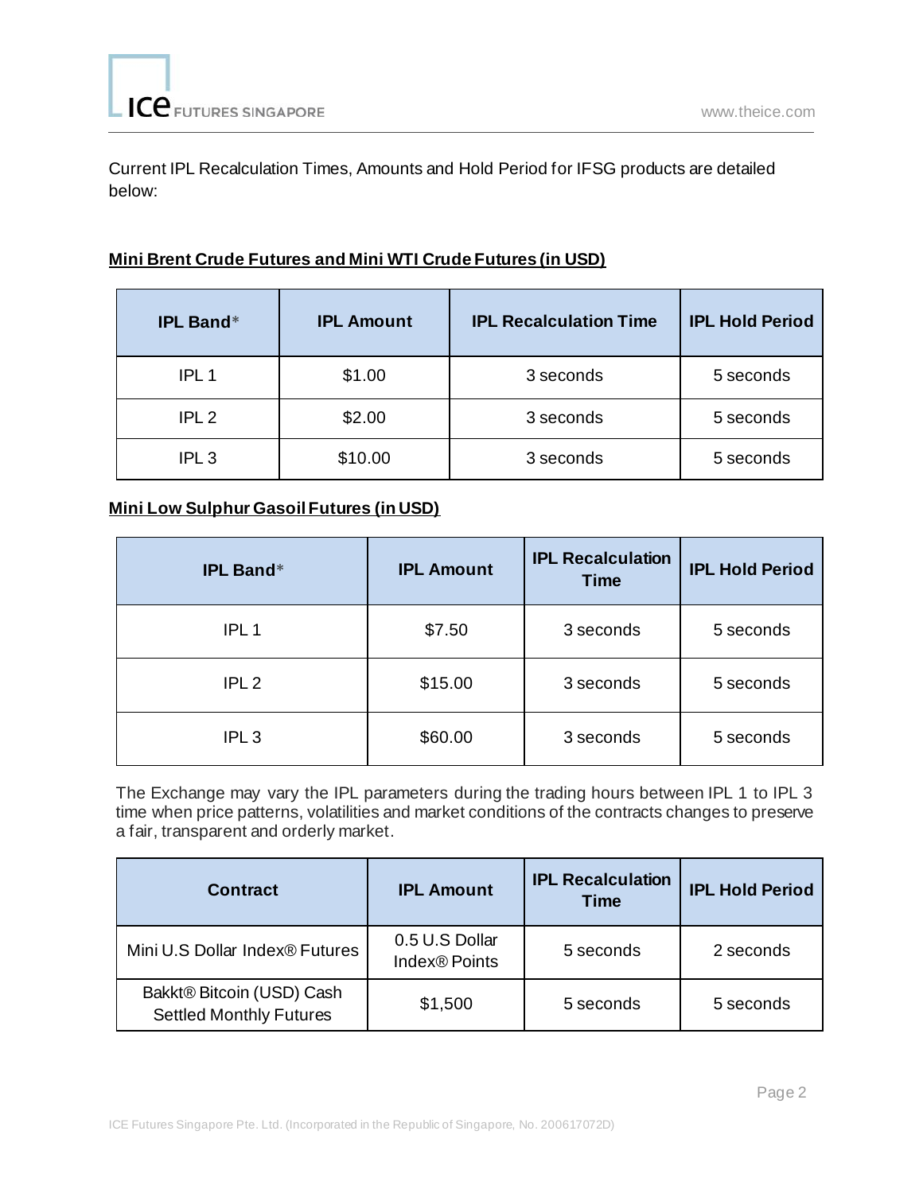Current IPL Recalculation Times, Amounts and Hold Period for IFSG products are detailed below:

**Mini Brent Crude Futures and Mini WTI Crude Futures (in USD)**

| IPL Band* | IPL Amount | IPL Recalculation Time | IPL Hold Period |
|---|---|---|---|
| IPL 1 | $1.00 | 3 seconds | 5 seconds |
| IPL 2 | $2.00 | 3 seconds | 5 seconds |
| IPL 3 | $10.00 | 3 seconds | 5 seconds |

**Mini Low Sulphur Gasoil Futures (in USD)**

| IPL Band* | IPL Amount | IPL Recalculation Time | IPL Hold Period |
|---|---|---|---|
| IPL 1 | $7.50 | 3 seconds | 5 seconds |
| IPL 2 | $15.00 | 3 seconds | 5 seconds |
| IPL 3 | $60.00 | 3 seconds | 5 seconds |

The Exchange may vary the IPL parameters during the trading hours between IPL 1 to IPL 3 time when price patterns, volatilities and market conditions of the contracts changes to preserve a fair, transparent and orderly market.

| Contract | IPL Amount | IPL Recalculation Time | IPL Hold Period |
|---|---|---|---|
| Mini U.S Dollar Index® Futures | 0.5 U.S Dollar Index® Points | 5 seconds | 2 seconds |
| Bakkt® Bitcoin (USD) Cash Settled Monthly Futures | $1,500 | 5 seconds | 5 seconds |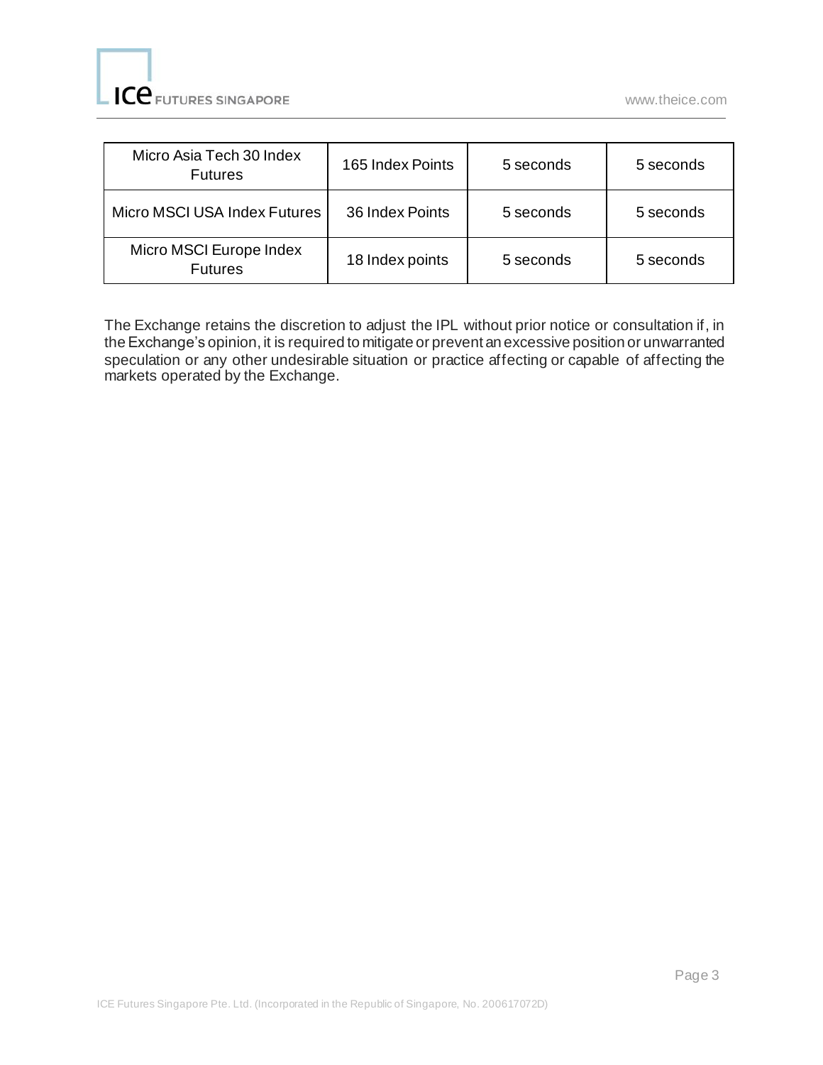| | | | |
|---|---|---|---|
| Micro Asia Tech 30 Index Futures | 165 Index Points | 5 seconds | 5 seconds |
| Micro MSCI USA Index Futures | 36 Index Points | 5 seconds | 5 seconds |
| Micro MSCI Europe Index Futures | 18 Index points | 5 seconds | 5 seconds |

The Exchange retains the discretion to adjust the IPL without prior notice or consultation if, in the Exchange's opinion, it is required to mitigate or prevent an excessive position or unwarranted speculation or any other undesirable situation or practice affecting or capable of affecting the markets operated by the Exchange.